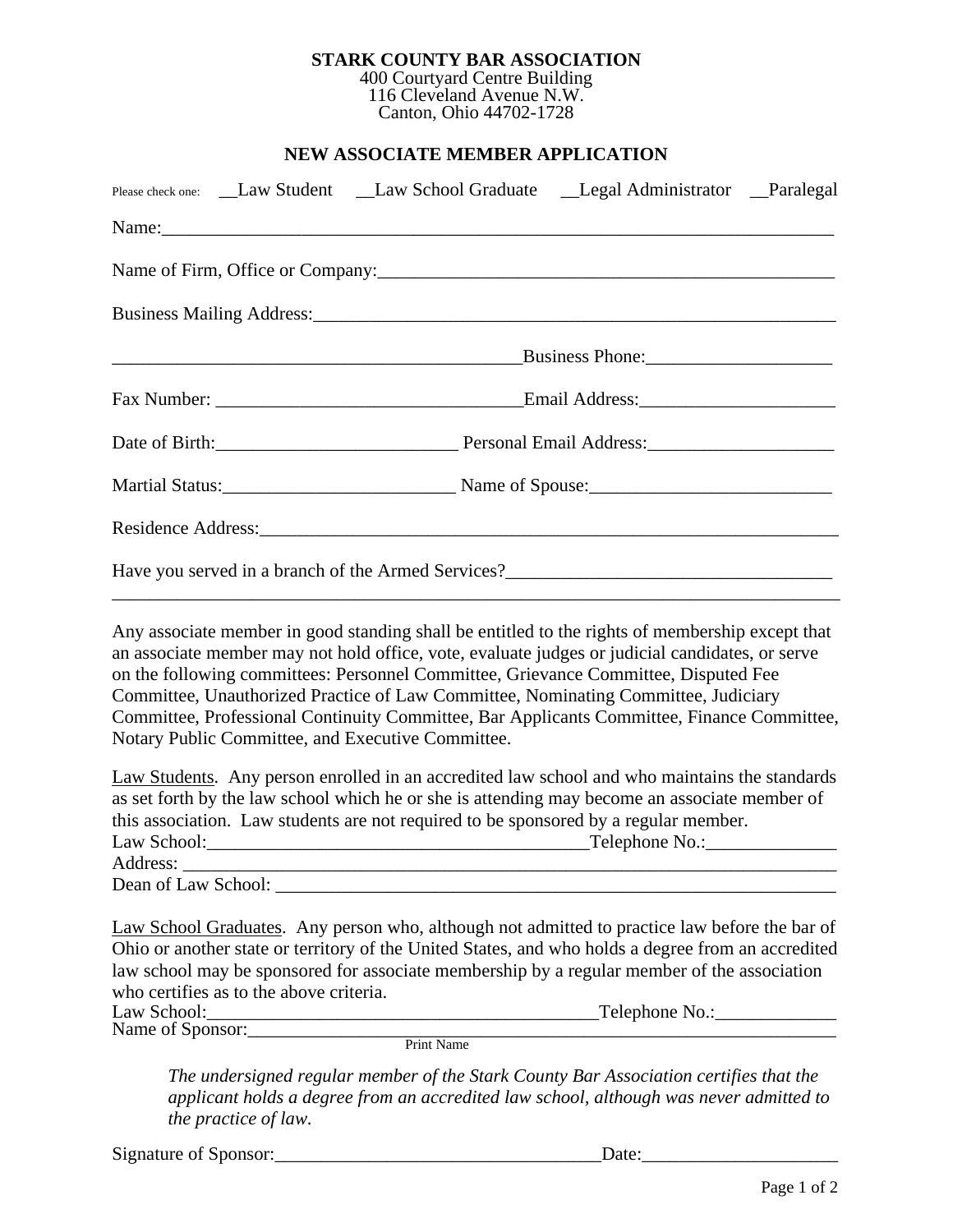**STARK COUNTY BAR ASSOCIATION**
400 Courtyard Centre Building
116 Cleveland Avenue N.W.
Canton, Ohio 44702-1728

## NEW ASSOCIATE MEMBER APPLICATION

Please check one: __Law Student __Law School Graduate __Legal Administrator __Paralegal

Name:___________________________________________________________________________

Name of Firm, Office or Company:_________________________________________________

Business Mailing Address:_______________________________________________________

____________________________________________Business Phone:____________________

Fax Number: ________________________________Email Address:_____________________

Date of Birth:_________________________ Personal Email Address:____________________

Martial Status:________________________ Name of Spouse:_________________________

Residence Address:______________________________________________________________

Have you served in a branch of the Armed Services?___________________________________

_______________________________________________________________________________

Any associate member in good standing shall be entitled to the rights of membership except that an associate member may not hold office, vote, evaluate judges or judicial candidates, or serve on the following committees: Personnel Committee, Grievance Committee, Disputed Fee Committee, Unauthorized Practice of Law Committee, Nominating Committee, Judiciary Committee, Professional Continuity Committee, Bar Applicants Committee, Finance Committee, Notary Public Committee, and Executive Committee.

Law Students. Any person enrolled in an accredited law school and who maintains the standards as set forth by the law school which he or she is attending may become an associate member of this association. Law students are not required to be sponsored by a regular member.
Law School:_________________________________________Telephone No.:______________
Address: ______________________________________________________________________
Dean of Law School: ____________________________________________________________

Law School Graduates. Any person who, although not admitted to practice law before the bar of Ohio or another state or territory of the United States, and who holds a degree from an accredited law school may be sponsored for associate membership by a regular member of the association who certifies as to the above criteria.
Law School:__________________________________________Telephone No.:_____________
Name of Sponsor:_______________________________________________________________
Print Name

*The undersigned regular member of the Stark County Bar Association certifies that the applicant holds a degree from an accredited law school, although was never admitted to the practice of law.*

Signature of Sponsor:___________________________________Date:_____________________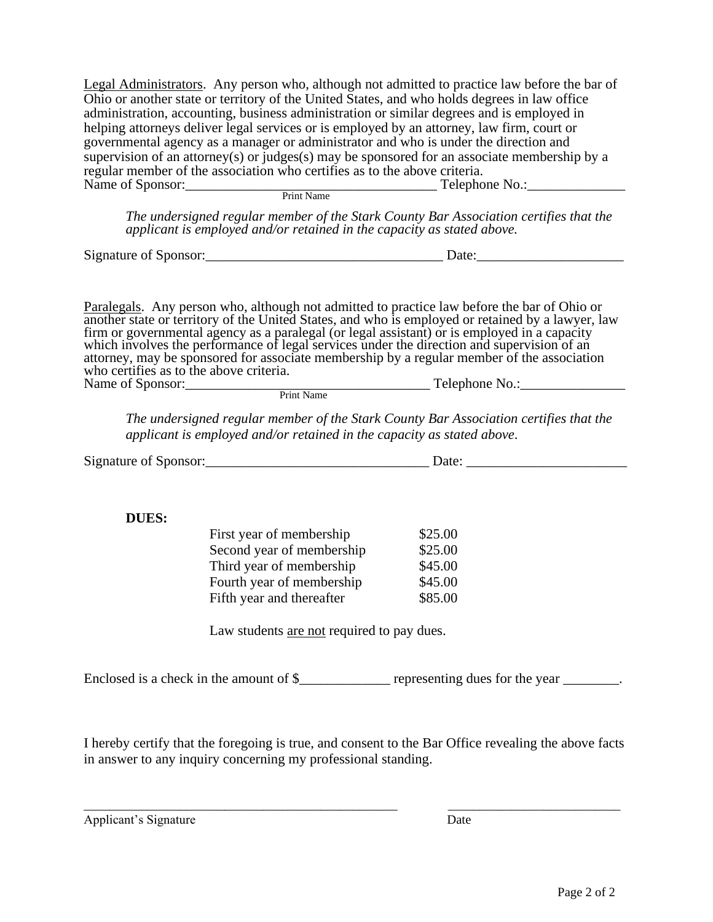<u>Legal Administrators</u>. Any person who, although not admitted to practice law before the bar of Ohio or another state or territory of the United States, and who holds degrees in law office administration, accounting, business administration or similar degrees and is employed in helping attorneys deliver legal services or is employed by an attorney, law firm, court or governmental agency as a manager or administrator and who is under the direction and supervision of an attorney(s) or judges(s) may be sponsored for an associate membership by a regular member of the association who certifies as to the above criteria.

Name of Sponsor:_____________________________________ Telephone No.:______________
Print Name

*The undersigned regular member of the Stark County Bar Association certifies that the applicant is employed and/or retained in the capacity as stated above.*

Signature of Sponsor:__________________________________ Date:_____________________

<u>Paralegals</u>. Any person who, although not admitted to practice law before the bar of Ohio or another state or territory of the United States, and who is employed or retained by a lawyer, law firm or governmental agency as a paralegal (or legal assistant) or is employed in a capacity which involves the performance of legal services under the direction and supervision of an attorney, may be sponsored for associate membership by a regular member of the association who certifies as to the above criteria.

Name of Sponsor:____________________________________ Telephone No.:_______________
Print Name

*The undersigned regular member of the Stark County Bar Association certifies that the applicant is employed and/or retained in the capacity as stated above*.

Signature of Sponsor:________________________________ Date: _______________________

**DUES:**

| | |
|---|---|
| First year of membership | $25.00 |
| Second year of membership | $25.00 |
| Third year of membership | $45.00 |
| Fourth year of membership | $45.00 |
| Fifth year and thereafter | $85.00 |

Law students <u>are not</u> required to pay dues.

Enclosed is a check in the amount of $_____________ representing dues for the year ________.

I hereby certify that the foregoing is true, and consent to the Bar Office revealing the above facts in answer to any inquiry concerning my professional standing.

__________________________________________________ ___________________________

Applicant's Signature Date